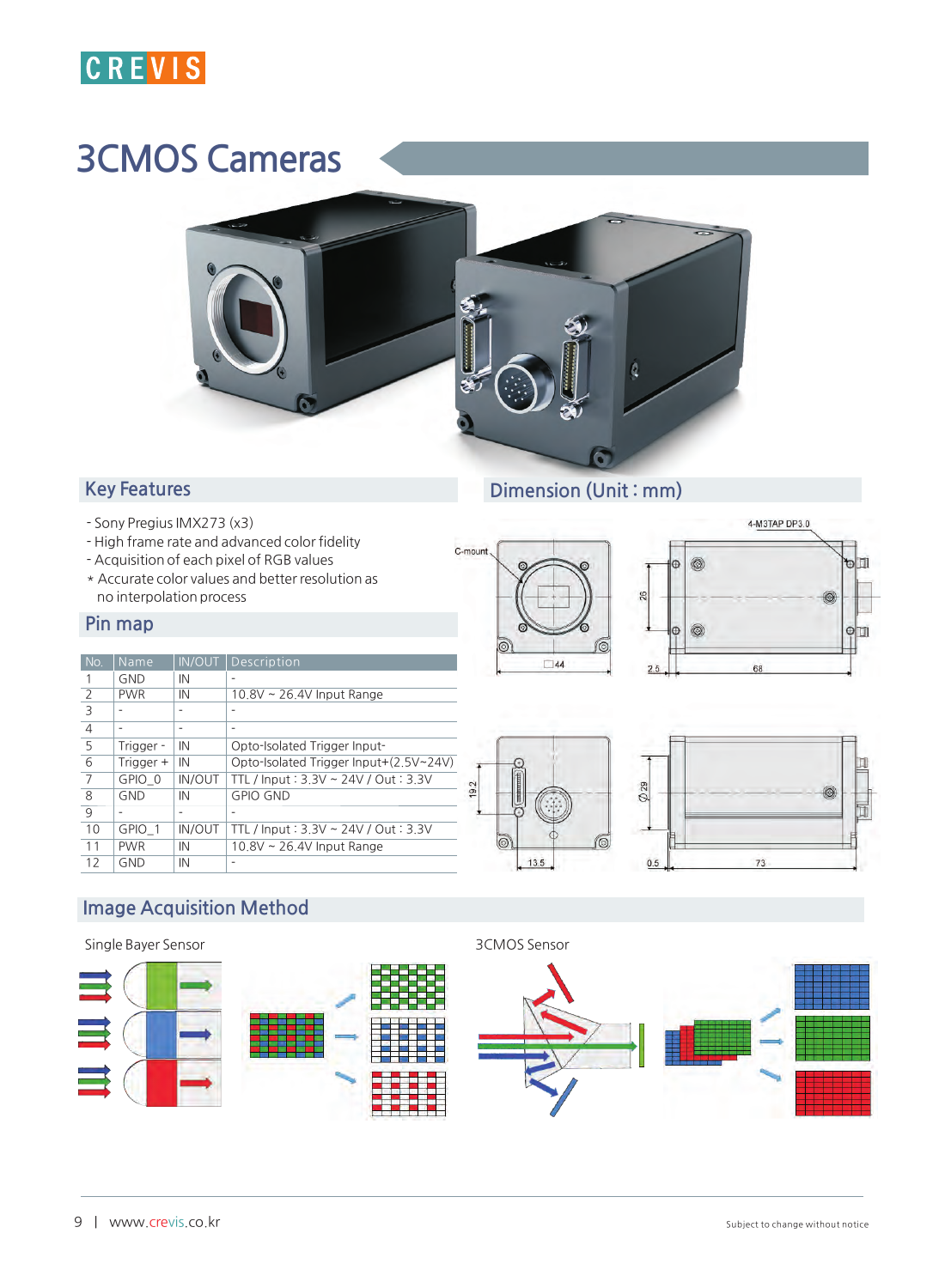# 3CMOS Cameras

## Key Features

- Sony Pregius IMX273 (x3)
- High frame rate and advanced color fidelity
- Acquisition of each pixel of RGB values

\* Accurate color values and better resolution as no interpolation process

## Pin map

| No. | Name | IN/OUT | Description |
|---|---|---|---|
| 1 | GND | IN | - |
| 2 | PWR | IN | 10.8V ~ 26.4V Input Range |
| 3 | - | - | - |
| 4 | - | - | - |
| 5 | Trigger - | IN | Opto-Isolated Trigger Input- |
| 6 | Trigger + | IN | Opto-Isolated Trigger Input+(2.5V~24V) |
| 7 | GPIO_0 | IN/OUT | TTL / Input : 3.3V ~ 24V / Out : 3.3V |
| 8 | GND | IN | GPIO GND |
| 9 | - | - | - |
| 10 | GPIO_1 | IN/OUT | TTL / Input : 3.3V ~ 24V / Out : 3.3V |
| 11 | PWR | IN | 10.8V ~ 26.4V Input Range |
| 12 | GND | IN | - |

## Dimension (Unit : mm)

C-mount

4-M3TAP DP3.0

□44

26

2.5

68

19.2

13.5

Ø 29

0.5

73

## Image Acquisition Method

Single Bayer Sensor

3CMOS Sensor

Subject to change without notice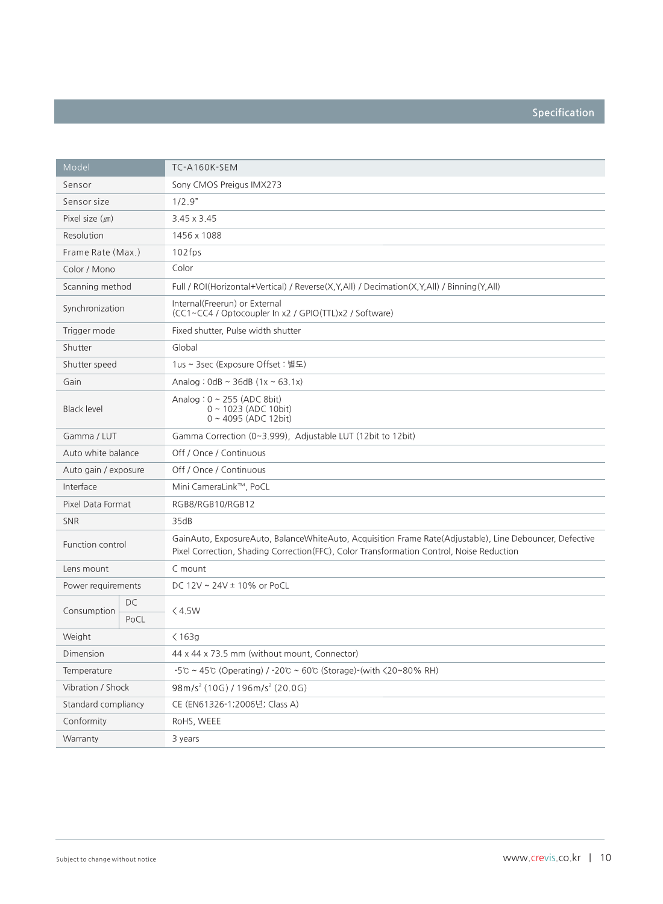## Specification

| Model | | TC-A160K-SEM |
|---|---|---|
| Sensor | | Sony CMOS Preigus IMX273 |
| Sensor size | | 1/2.9" |
| Pixel size (㎛) | | 3.45 x 3.45 |
| Resolution | | 1456 x 1088 |
| Frame Rate (Max.) | | 102fps |
| Color / Mono | | Color |
| Scanning method | | Full / ROI(Horizontal+Vertical) / Reverse(X,Y,All) / Decimation(X,Y,All) / Binning(Y,All) |
| Synchronization | | Internal(Freerun) or External (CC1~CC4 / Optocoupler In x2 / GPIO(TTL)x2 / Software) |
| Trigger mode | | Fixed shutter, Pulse width shutter |
| Shutter | | Global |
| Shutter speed | | 1us ~ 3sec (Exposure Offset : 별도) |
| Gain | | Analog : 0dB ~ 36dB (1x ~ 63.1x) |
| Black level | | Analog : 0 ~ 255 (ADC 8bit)<br>0 ~ 1023 (ADC 10bit)<br>0 ~ 4095 (ADC 12bit) |
| Gamma / LUT | | Gamma Correction (0~3.999), Adjustable LUT (12bit to 12bit) |
| Auto white balance | | Off / Once / Continuous |
| Auto gain / exposure | | Off / Once / Continuous |
| Interface | | Mini CameraLink™, PoCL |
| Pixel Data Format | | RGB8/RGB10/RGB12 |
| SNR | | 35dB |
| Function control | | GainAuto, ExposureAuto, BalanceWhiteAuto, Acquisition Frame Rate(Adjustable), Line Debouncer, Defective Pixel Correction, Shading Correction(FFC), Color Transformation Control, Noise Reduction |
| Lens mount | | C mount |
| Power requirements | | DC 12V ~ 24V ± 10% or PoCL |
| Consumption | DC | < 4.5W |
| | PoCL | |
| Weight | | < 163g |
| Dimension | | 44 x 44 x 73.5 mm (without mount, Connector) |
| Temperature | | -5℃ ~ 45℃ (Operating) / -20℃ ~ 60℃ (Storage)-(with <20~80% RH) |
| Vibration / Shock | | $98m/s^2$ (10G) / $196m/s^2$ (20.0G) |
| Standard compliancy | | CE (EN61326-1;2006년; Class A) |
| Conformity | | RoHS, WEEE |
| Warranty | | 3 years |

Subject to change without notice

www.crevis.co.kr